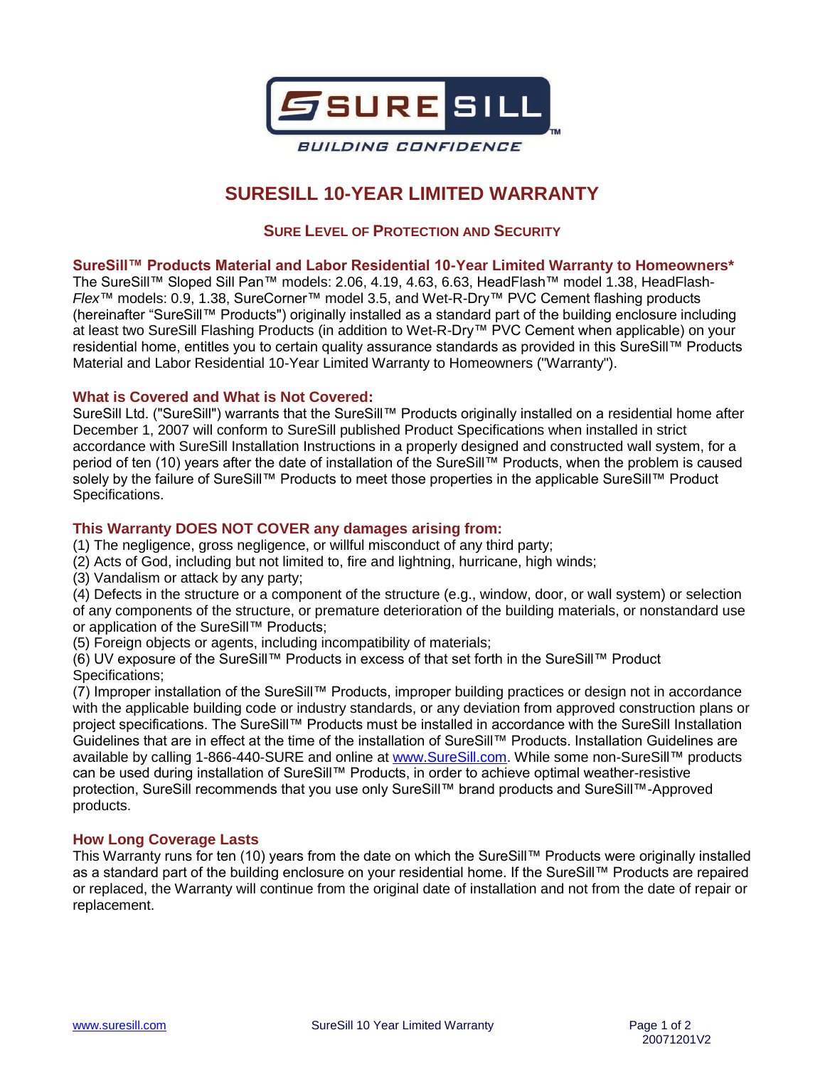SURE SILL

BUILDING CONFIDENCE

# SURESILL 10-YEAR LIMITED WARRANTY

## SURE LEVEL OF PROTECTION AND SECURITY

### SureSill™ Products Material and Labor Residential 10-Year Limited Warranty to Homeowners*

The SureSill™ Sloped Sill Pan™ models: 2.06, 4.19, 4.63, 6.63, HeadFlash™ model 1.38, HeadFlash-*Flex*™ models: 0.9, 1.38, SureCorner™ model 3.5, and Wet-R-Dry™ PVC Cement flashing products (hereinafter "SureSill™ Products") originally installed as a standard part of the building enclosure including at least two SureSill Flashing Products (in addition to Wet-R-Dry™ PVC Cement when applicable) on your residential home, entitles you to certain quality assurance standards as provided in this SureSill™ Products Material and Labor Residential 10-Year Limited Warranty to Homeowners ("Warranty").

### What is Covered and What is Not Covered:

SureSill Ltd. ("SureSill") warrants that the SureSill™ Products originally installed on a residential home after December 1, 2007 will conform to SureSill published Product Specifications when installed in strict accordance with SureSill Installation Instructions in a properly designed and constructed wall system, for a period of ten (10) years after the date of installation of the SureSill™ Products, when the problem is caused solely by the failure of SureSill™ Products to meet those properties in the applicable SureSill™ Product Specifications.

### This Warranty DOES NOT COVER any damages arising from:

(1) The negligence, gross negligence, or willful misconduct of any third party;
(2) Acts of God, including but not limited to, fire and lightning, hurricane, high winds;
(3) Vandalism or attack by any party;
(4) Defects in the structure or a component of the structure (e.g., window, door, or wall system) or selection of any components of the structure, or premature deterioration of the building materials, or nonstandard use or application of the SureSill™ Products;
(5) Foreign objects or agents, including incompatibility of materials;
(6) UV exposure of the SureSill™ Products in excess of that set forth in the SureSill™ Product Specifications;
(7) Improper installation of the SureSill™ Products, improper building practices or design not in accordance with the applicable building code or industry standards, or any deviation from approved construction plans or project specifications. The SureSill™ Products must be installed in accordance with the SureSill Installation Guidelines that are in effect at the time of the installation of SureSill™ Products. Installation Guidelines are available by calling 1-866-440-SURE and online at www.SureSill.com. While some non-SureSill™ products can be used during installation of SureSill™ Products, in order to achieve optimal weather-resistive protection, SureSill recommends that you use only SureSill™ brand products and SureSill™-Approved products.

### How Long Coverage Lasts

This Warranty runs for ten (10) years from the date on which the SureSill™ Products were originally installed as a standard part of the building enclosure on your residential home. If the SureSill™ Products are repaired or replaced, the Warranty will continue from the original date of installation and not from the date of repair or replacement.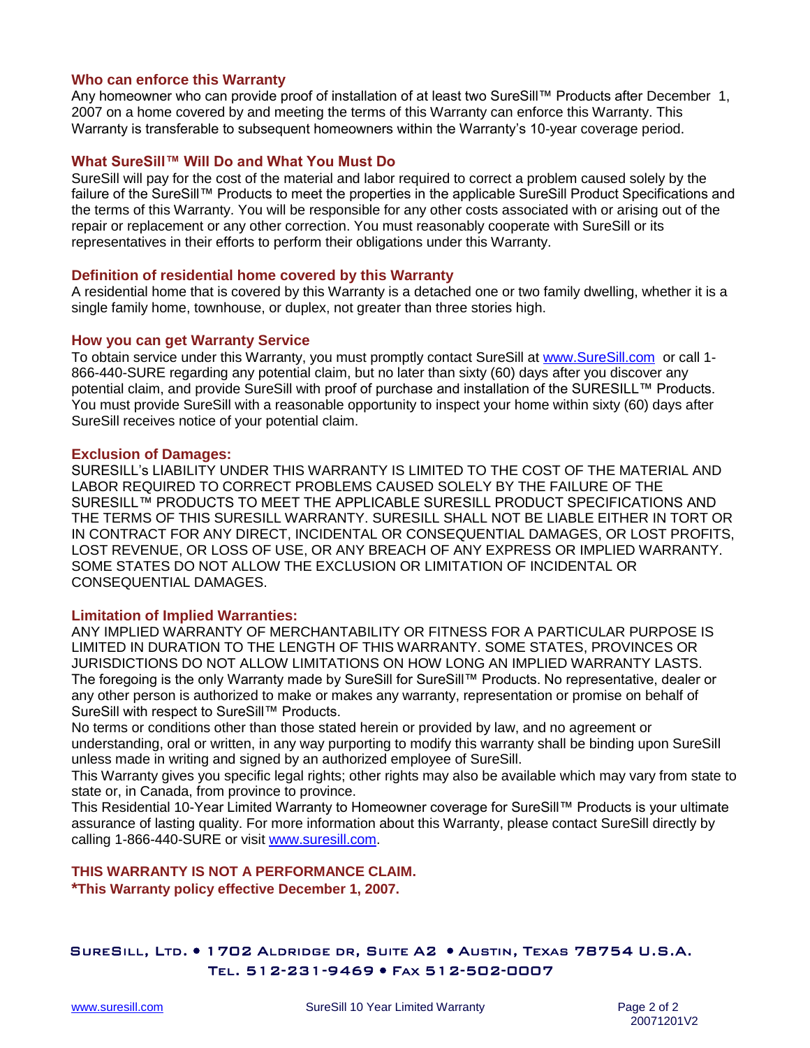### Who can enforce this Warranty

Any homeowner who can provide proof of installation of at least two SureSill™ Products after December 1, 2007 on a home covered by and meeting the terms of this Warranty can enforce this Warranty. This Warranty is transferable to subsequent homeowners within the Warranty's 10-year coverage period.

### What SureSill™ Will Do and What You Must Do

SureSill will pay for the cost of the material and labor required to correct a problem caused solely by the failure of the SureSill™ Products to meet the properties in the applicable SureSill Product Specifications and the terms of this Warranty. You will be responsible for any other costs associated with or arising out of the repair or replacement or any other correction. You must reasonably cooperate with SureSill or its representatives in their efforts to perform their obligations under this Warranty.

### Definition of residential home covered by this Warranty

A residential home that is covered by this Warranty is a detached one or two family dwelling, whether it is a single family home, townhouse, or duplex, not greater than three stories high.

### How you can get Warranty Service

To obtain service under this Warranty, you must promptly contact SureSill at www.SureSill.com or call 1-866-440-SURE regarding any potential claim, but no later than sixty (60) days after you discover any potential claim, and provide SureSill with proof of purchase and installation of the SURESILL™ Products. You must provide SureSill with a reasonable opportunity to inspect your home within sixty (60) days after SureSill receives notice of your potential claim.

### Exclusion of Damages:

SURESILL's LIABILITY UNDER THIS WARRANTY IS LIMITED TO THE COST OF THE MATERIAL AND LABOR REQUIRED TO CORRECT PROBLEMS CAUSED SOLELY BY THE FAILURE OF THE SURESILL™ PRODUCTS TO MEET THE APPLICABLE SURESILL PRODUCT SPECIFICATIONS AND THE TERMS OF THIS SURESILL WARRANTY. SURESILL SHALL NOT BE LIABLE EITHER IN TORT OR IN CONTRACT FOR ANY DIRECT, INCIDENTAL OR CONSEQUENTIAL DAMAGES, OR LOST PROFITS, LOST REVENUE, OR LOSS OF USE, OR ANY BREACH OF ANY EXPRESS OR IMPLIED WARRANTY. SOME STATES DO NOT ALLOW THE EXCLUSION OR LIMITATION OF INCIDENTAL OR CONSEQUENTIAL DAMAGES.

### Limitation of Implied Warranties:

ANY IMPLIED WARRANTY OF MERCHANTABILITY OR FITNESS FOR A PARTICULAR PURPOSE IS LIMITED IN DURATION TO THE LENGTH OF THIS WARRANTY. SOME STATES, PROVINCES OR JURISDICTIONS DO NOT ALLOW LIMITATIONS ON HOW LONG AN IMPLIED WARRANTY LASTS.
The foregoing is the only Warranty made by SureSill for SureSill™ Products. No representative, dealer or any other person is authorized to make or makes any warranty, representation or promise on behalf of SureSill with respect to SureSill™ Products.
No terms or conditions other than those stated herein or provided by law, and no agreement or understanding, oral or written, in any way purporting to modify this warranty shall be binding upon SureSill unless made in writing and signed by an authorized employee of SureSill.
This Warranty gives you specific legal rights; other rights may also be available which may vary from state to state or, in Canada, from province to province.
This Residential 10-Year Limited Warranty to Homeowner coverage for SureSill™ Products is your ultimate assurance of lasting quality. For more information about this Warranty, please contact SureSill directly by calling 1-866-440-SURE or visit www.suresill.com.

**THIS WARRANTY IS NOT A PERFORMANCE CLAIM.**
***This Warranty policy effective December 1, 2007.**

SURESILL, LTD. • 1702 ALDRIDGE DR, SUITE A2 • AUSTIN, TEXAS 78754 U.S.A.
TEL. 512-231-9469 • FAX 512-502-0007

20071201V2